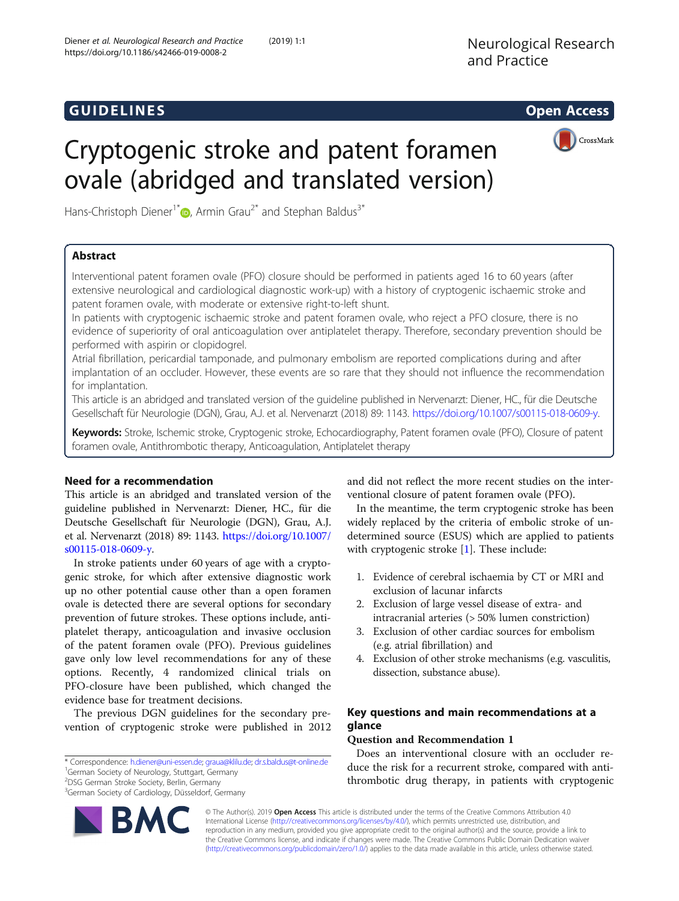GUIDELINES

Open Access

# Cryptogenic stroke and patent foramen ovale (abridged and translated version)

Hans-Christoph Diener[1*], Armin Grau[2*] and Stephan Baldus[3*]

## Abstract

Interventional patent foramen ovale (PFO) closure should be performed in patients aged 16 to 60 years (after extensive neurological and cardiological diagnostic work-up) with a history of cryptogenic ischaemic stroke and patent foramen ovale, with moderate or extensive right-to-left shunt.

In patients with cryptogenic ischaemic stroke and patent foramen ovale, who reject a PFO closure, there is no evidence of superiority of oral anticoagulation over antiplatelet therapy. Therefore, secondary prevention should be performed with aspirin or clopidogrel.

Atrial fibrillation, pericardial tamponade, and pulmonary embolism are reported complications during and after implantation of an occluder. However, these events are so rare that they should not influence the recommendation for implantation.

This article is an abridged and translated version of the guideline published in Nervenarzt: Diener, HC., für die Deutsche Gesellschaft für Neurologie (DGN), Grau, A.J. et al. Nervenarzt (2018) 89: 1143. https://doi.org/10.1007/s00115-018-0609-y.

**Keywords:** Stroke, Ischemic stroke, Cryptogenic stroke, Echocardiography, Patent foramen ovale (PFO), Closure of patent foramen ovale, Antithrombotic therapy, Anticoagulation, Antiplatelet therapy

## Need for a recommendation

This article is an abridged and translated version of the guideline published in Nervenarzt: Diener, HC., für die Deutsche Gesellschaft für Neurologie (DGN), Grau, A.J. et al. Nervenarzt (2018) 89: 1143. https://doi.org/10.1007/s00115-018-0609-y.

In stroke patients under 60 years of age with a cryptogenic stroke, for which after extensive diagnostic work up no other potential cause other than a open foramen ovale is detected there are several options for secondary prevention of future strokes. These options include, antiplatelet therapy, anticoagulation and invasive occlusion of the patent foramen ovale (PFO). Previous guidelines gave only low level recommendations for any of these options. Recently, 4 randomized clinical trials on PFO-closure have been published, which changed the evidence base for treatment decisions.

The previous DGN guidelines for the secondary prevention of cryptogenic stroke were published in 2012 and did not reflect the more recent studies on the interventional closure of patent foramen ovale (PFO).

In the meantime, the term cryptogenic stroke has been widely replaced by the criteria of embolic stroke of undetermined source (ESUS) which are applied to patients with cryptogenic stroke [1]. These include:

1. Evidence of cerebral ischaemia by CT or MRI and exclusion of lacunar infarcts
2. Exclusion of large vessel disease of extra- and intracranial arteries (> 50% lumen constriction)
3. Exclusion of other cardiac sources for embolism (e.g. atrial fibrillation) and
4. Exclusion of other stroke mechanisms (e.g. vasculitis, dissection, substance abuse).

## Key questions and main recommendations at a glance

### Question and Recommendation 1

Does an interventional closure with an occluder reduce the risk for a recurrent stroke, compared with antithrombotic drug therapy, in patients with cryptogenic

\* Correspondence: h.diener@uni-essen.de; graua@klilu.de; dr.s.baldus@t-online.de
[1]German Society of Neurology, Stuttgart, Germany
[2]DSG German Stroke Society, Berlin, Germany
[3]German Society of Cardiology, Düsseldorf, Germany

© The Author(s). 2019 **Open Access** This article is distributed under the terms of the Creative Commons Attribution 4.0 International License (http://creativecommons.org/licenses/by/4.0/), which permits unrestricted use, distribution, and reproduction in any medium, provided you give appropriate credit to the original author(s) and the source, provide a link to the Creative Commons license, and indicate if changes were made. The Creative Commons Public Domain Dedication waiver (http://creativecommons.org/publicdomain/zero/1.0/) applies to the data made available in this article, unless otherwise stated.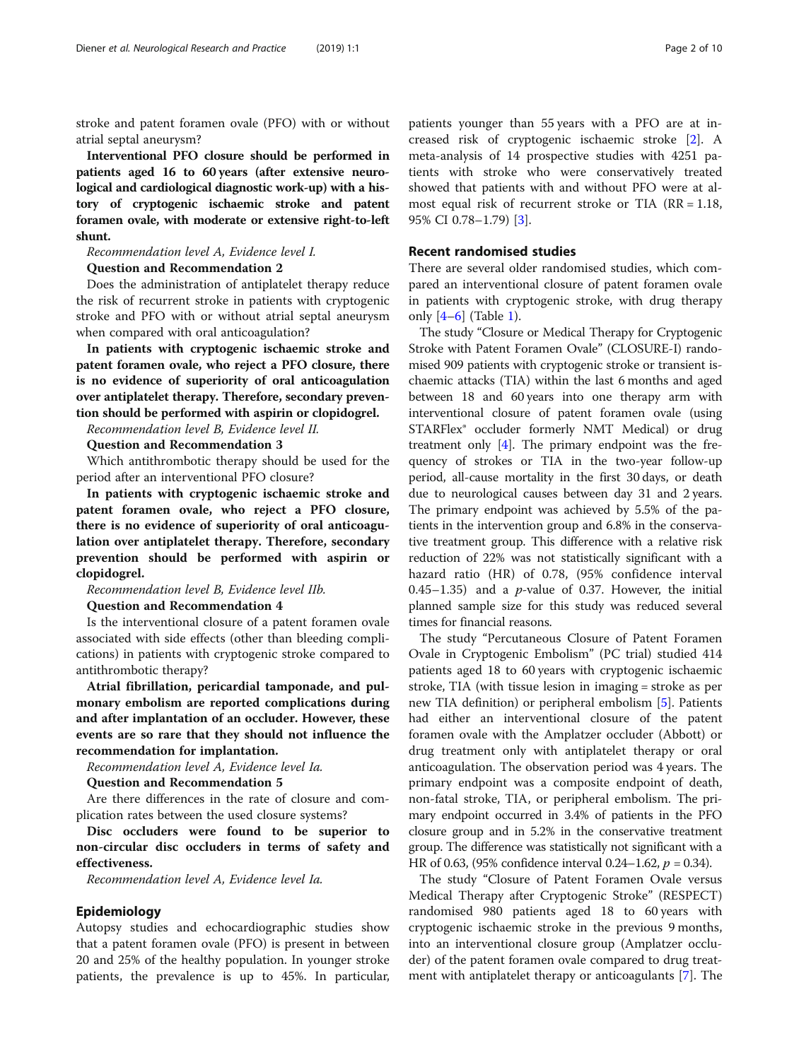stroke and patent foramen ovale (PFO) with or without atrial septal aneurysm?

**Interventional PFO closure should be performed in patients aged 16 to 60 years (after extensive neurological and cardiological diagnostic work-up) with a history of cryptogenic ischaemic stroke and patent foramen ovale, with moderate or extensive right-to-left shunt.**

*Recommendation level A, Evidence level I.*

**Question and Recommendation 2**

Does the administration of antiplatelet therapy reduce the risk of recurrent stroke in patients with cryptogenic stroke and PFO with or without atrial septal aneurysm when compared with oral anticoagulation?

**In patients with cryptogenic ischaemic stroke and patent foramen ovale, who reject a PFO closure, there is no evidence of superiority of oral anticoagulation over antiplatelet therapy. Therefore, secondary prevention should be performed with aspirin or clopidogrel.**

*Recommendation level B, Evidence level II.*

**Question and Recommendation 3**

Which antithrombotic therapy should be used for the period after an interventional PFO closure?

**In patients with cryptogenic ischaemic stroke and patent foramen ovale, who reject a PFO closure, there is no evidence of superiority of oral anticoagulation over antiplatelet therapy. Therefore, secondary prevention should be performed with aspirin or clopidogrel.**

*Recommendation level B, Evidence level IIb.*

**Question and Recommendation 4**

Is the interventional closure of a patent foramen ovale associated with side effects (other than bleeding complications) in patients with cryptogenic stroke compared to antithrombotic therapy?

**Atrial fibrillation, pericardial tamponade, and pulmonary embolism are reported complications during and after implantation of an occluder. However, these events are so rare that they should not influence the recommendation for implantation.**

*Recommendation level A, Evidence level Ia.*

**Question and Recommendation 5**

Are there differences in the rate of closure and complication rates between the used closure systems?

**Disc occluders were found to be superior to non-circular disc occluders in terms of safety and effectiveness.**

*Recommendation level A, Evidence level Ia.*

## Epidemiology

Autopsy studies and echocardiographic studies show that a patent foramen ovale (PFO) is present in between 20 and 25% of the healthy population. In younger stroke patients, the prevalence is up to 45%. In particular, patients younger than 55 years with a PFO are at increased risk of cryptogenic ischaemic stroke [2]. A meta-analysis of 14 prospective studies with 4251 patients with stroke who were conservatively treated showed that patients with and without PFO were at almost equal risk of recurrent stroke or TIA (RR = 1.18, 95% CI 0.78–1.79) [3].

## Recent randomised studies

There are several older randomised studies, which compared an interventional closure of patent foramen ovale in patients with cryptogenic stroke, with drug therapy only [4–6] (Table 1).

The study "Closure or Medical Therapy for Cryptogenic Stroke with Patent Foramen Ovale" (CLOSURE-I) randomised 909 patients with cryptogenic stroke or transient ischaemic attacks (TIA) within the last 6 months and aged between 18 and 60 years into one therapy arm with interventional closure of patent foramen ovale (using STARFlex® occluder formerly NMT Medical) or drug treatment only [4]. The primary endpoint was the frequency of strokes or TIA in the two-year follow-up period, all-cause mortality in the first 30 days, or death due to neurological causes between day 31 and 2 years. The primary endpoint was achieved by 5.5% of the patients in the intervention group and 6.8% in the conservative treatment group. This difference with a relative risk reduction of 22% was not statistically significant with a hazard ratio (HR) of 0.78, (95% confidence interval 0.45–1.35) and a $p$-value of 0.37. However, the initial planned sample size for this study was reduced several times for financial reasons.

The study "Percutaneous Closure of Patent Foramen Ovale in Cryptogenic Embolism" (PC trial) studied 414 patients aged 18 to 60 years with cryptogenic ischaemic stroke, TIA (with tissue lesion in imaging = stroke as per new TIA definition) or peripheral embolism [5]. Patients had either an interventional closure of the patent foramen ovale with the Amplatzer occluder (Abbott) or drug treatment only with antiplatelet therapy or oral anticoagulation. The observation period was 4 years. The primary endpoint was a composite endpoint of death, non-fatal stroke, TIA, or peripheral embolism. The primary endpoint occurred in 3.4% of patients in the PFO closure group and in 5.2% in the conservative treatment group. The difference was statistically not significant with a HR of 0.63, (95% confidence interval 0.24–1.62, $p$ = 0.34).

The study "Closure of Patent Foramen Ovale versus Medical Therapy after Cryptogenic Stroke" (RESPECT) randomised 980 patients aged 18 to 60 years with cryptogenic ischaemic stroke in the previous 9 months, into an interventional closure group (Amplatzer occluder) of the patent foramen ovale compared to drug treatment with antiplatelet therapy or anticoagulants [7]. The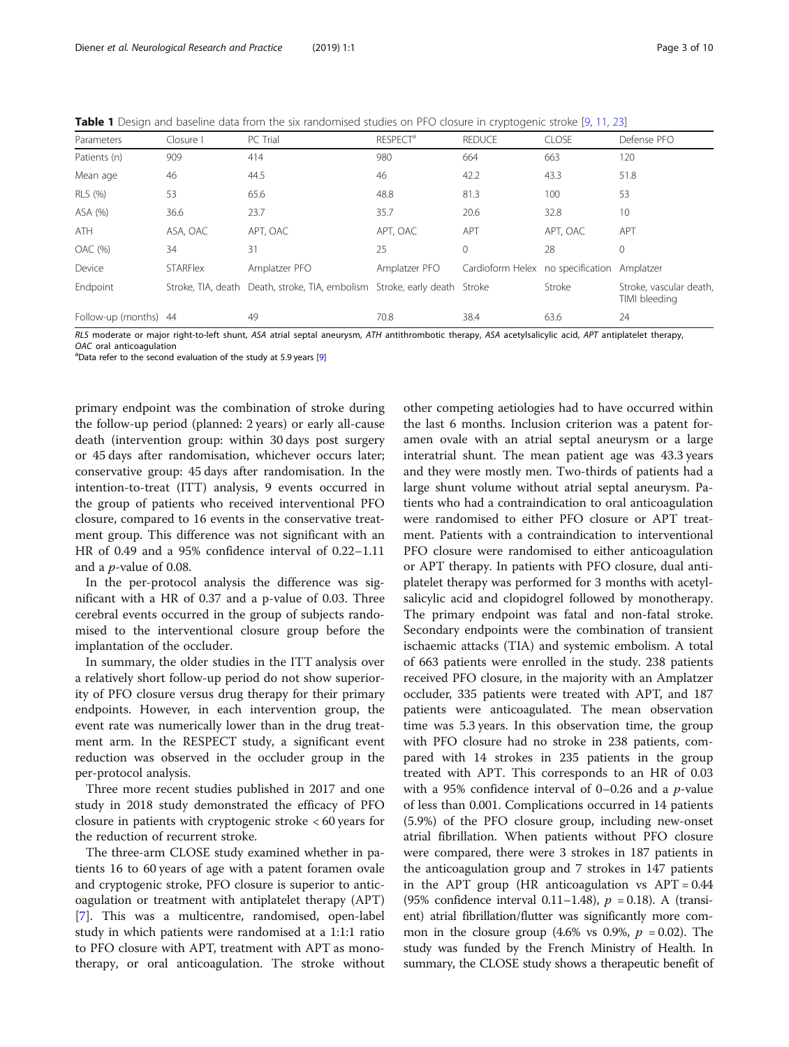**Table 1** Design and baseline data from the six randomised studies on PFO closure in cryptogenic stroke [9, 11, 23]

| Parameters | Closure I | PC Trial | RESPECT[a] | REDUCE | CLOSE | Defense PFO |
|---|---|---|---|---|---|---|
| Patients (n) | 909 | 414 | 980 | 664 | 663 | 120 |
| Mean age | 46 | 44.5 | 46 | 42.2 | 43.3 | 51.8 |
| RLS (%) | 53 | 65.6 | 48.8 | 81.3 | 100 | 53 |
| ASA (%) | 36.6 | 23.7 | 35.7 | 20.6 | 32.8 | 10 |
| ATH | ASA, OAC | APT, OAC | APT, OAC | APT | APT, OAC | APT |
| OAC (%) | 34 | 31 | 25 | 0 | 28 | 0 |
| Device | STARFlex | Amplatzer PFO | Amplatzer PFO | Cardioform Helex | no specification | Amplatzer |
| Endpoint | Stroke, TIA, death | Death, stroke, TIA, embolism | Stroke, early death | Stroke | Stroke | Stroke, vascular death, TIMI bleeding |
| Follow-up (months) | 44 | 49 | 70.8 | 38.4 | 63.6 | 24 |

*RLS* moderate or major right-to-left shunt, *ASA* atrial septal aneurysm, *ATH* antithrombotic therapy, *ASA* acetylsalicylic acid, *APT* antiplatelet therapy, *OAC* oral anticoagulation

[a]Data refer to the second evaluation of the study at 5.9 years [9]

primary endpoint was the combination of stroke during the follow-up period (planned: 2 years) or early all-cause death (intervention group: within 30 days post surgery or 45 days after randomisation, whichever occurs later; conservative group: 45 days after randomisation. In the intention-to-treat (ITT) analysis, 9 events occurred in the group of patients who received interventional PFO closure, compared to 16 events in the conservative treatment group. This difference was not significant with an HR of 0.49 and a 95% confidence interval of 0.22–1.11 and a *p*-value of 0.08.

In the per-protocol analysis the difference was significant with a HR of 0.37 and a p-value of 0.03. Three cerebral events occurred in the group of subjects randomised to the interventional closure group before the implantation of the occluder.

In summary, the older studies in the ITT analysis over a relatively short follow-up period do not show superiority of PFO closure versus drug therapy for their primary endpoints. However, in each intervention group, the event rate was numerically lower than in the drug treatment arm. In the RESPECT study, a significant event reduction was observed in the occluder group in the per-protocol analysis.

Three more recent studies published in 2017 and one study in 2018 study demonstrated the efficacy of PFO closure in patients with cryptogenic stroke < 60 years for the reduction of recurrent stroke.

The three-arm CLOSE study examined whether in patients 16 to 60 years of age with a patent foramen ovale and cryptogenic stroke, PFO closure is superior to anticoagulation or treatment with antiplatelet therapy (APT) [7]. This was a multicentre, randomised, open-label study in which patients were randomised at a 1:1:1 ratio to PFO closure with APT, treatment with APT as monotherapy, or oral anticoagulation. The stroke without other competing aetiologies had to have occurred within the last 6 months. Inclusion criterion was a patent foramen ovale with an atrial septal aneurysm or a large interatrial shunt. The mean patient age was 43.3 years and they were mostly men. Two-thirds of patients had a large shunt volume without atrial septal aneurysm. Patients who had a contraindication to oral anticoagulation were randomised to either PFO closure or APT treatment. Patients with a contraindication to interventional PFO closure were randomised to either anticoagulation or APT therapy. In patients with PFO closure, dual antiplatelet therapy was performed for 3 months with acetylsalicylic acid and clopidogrel followed by monotherapy. The primary endpoint was fatal and non-fatal stroke. Secondary endpoints were the combination of transient ischaemic attacks (TIA) and systemic embolism. A total of 663 patients were enrolled in the study. 238 patients received PFO closure, in the majority with an Amplatzer occluder, 335 patients were treated with APT, and 187 patients were anticoagulated. The mean observation time was 5.3 years. In this observation time, the group with PFO closure had no stroke in 238 patients, compared with 14 strokes in 235 patients in the group treated with APT. This corresponds to an HR of 0.03 with a 95% confidence interval of 0–0.26 and a *p*-value of less than 0.001. Complications occurred in 14 patients (5.9%) of the PFO closure group, including new-onset atrial fibrillation. When patients without PFO closure were compared, there were 3 strokes in 187 patients in the anticoagulation group and 7 strokes in 147 patients in the APT group (HR anticoagulation vs APT = 0.44 (95% confidence interval 0.11–1.48), $p = 0.18$). A (transient) atrial fibrillation/flutter was significantly more common in the closure group (4.6% vs 0.9%, $p = 0.02$). The study was funded by the French Ministry of Health. In summary, the CLOSE study shows a therapeutic benefit of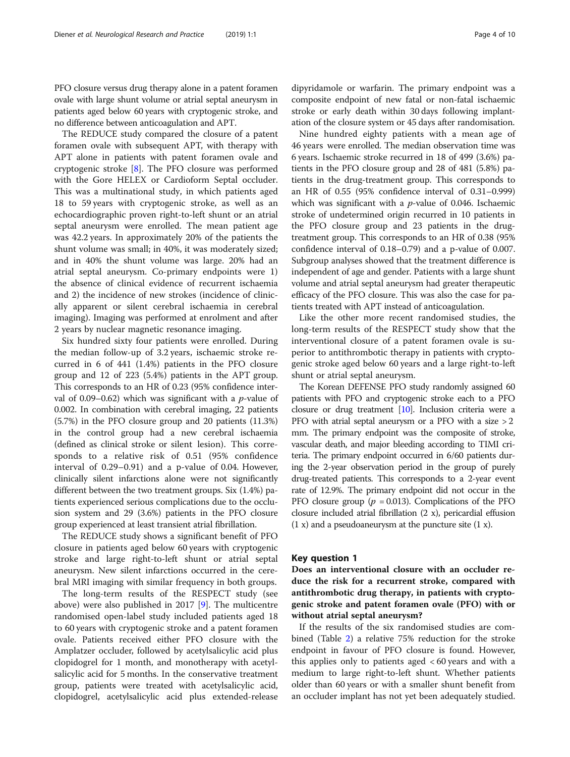PFO closure versus drug therapy alone in a patent foramen ovale with large shunt volume or atrial septal aneurysm in patients aged below 60 years with cryptogenic stroke, and no difference between anticoagulation and APT.

The REDUCE study compared the closure of a patent foramen ovale with subsequent APT, with therapy with APT alone in patients with patent foramen ovale and cryptogenic stroke [8]. The PFO closure was performed with the Gore HELEX or Cardioform Septal occluder. This was a multinational study, in which patients aged 18 to 59 years with cryptogenic stroke, as well as an echocardiographic proven right-to-left shunt or an atrial septal aneurysm were enrolled. The mean patient age was 42.2 years. In approximately 20% of the patients the shunt volume was small; in 40%, it was moderately sized; and in 40% the shunt volume was large. 20% had an atrial septal aneurysm. Co-primary endpoints were 1) the absence of clinical evidence of recurrent ischaemia and 2) the incidence of new strokes (incidence of clinically apparent or silent cerebral ischaemia in cerebral imaging). Imaging was performed at enrolment and after 2 years by nuclear magnetic resonance imaging.

Six hundred sixty four patients were enrolled. During the median follow-up of 3.2 years, ischaemic stroke recurred in 6 of 441 (1.4%) patients in the PFO closure group and 12 of 223 (5.4%) patients in the APT group. This corresponds to an HR of 0.23 (95% confidence interval of 0.09–0.62) which was significant with a $p$-value of 0.002. In combination with cerebral imaging, 22 patients (5.7%) in the PFO closure group and 20 patients (11.3%) in the control group had a new cerebral ischaemia (defined as clinical stroke or silent lesion). This corresponds to a relative risk of 0.51 (95% confidence interval of 0.29–0.91) and a p-value of 0.04. However, clinically silent infarctions alone were not significantly different between the two treatment groups. Six (1.4%) patients experienced serious complications due to the occlusion system and 29 (3.6%) patients in the PFO closure group experienced at least transient atrial fibrillation.

The REDUCE study shows a significant benefit of PFO closure in patients aged below 60 years with cryptogenic stroke and large right-to-left shunt or atrial septal aneurysm. New silent infarctions occurred in the cerebral MRI imaging with similar frequency in both groups.

The long-term results of the RESPECT study (see above) were also published in 2017 [9]. The multicentre randomised open-label study included patients aged 18 to 60 years with cryptogenic stroke and a patent foramen ovale. Patients received either PFO closure with the Amplatzer occluder, followed by acetylsalicylic acid plus clopidogrel for 1 month, and monotherapy with acetylsalicylic acid for 5 months. In the conservative treatment group, patients were treated with acetylsalicylic acid, clopidogrel, acetylsalicylic acid plus extended-release dipyridamole or warfarin. The primary endpoint was a composite endpoint of new fatal or non-fatal ischaemic stroke or early death within 30 days following implantation of the closure system or 45 days after randomisation.

Nine hundred eighty patients with a mean age of 46 years were enrolled. The median observation time was 6 years. Ischaemic stroke recurred in 18 of 499 (3.6%) patients in the PFO closure group and 28 of 481 (5.8%) patients in the drug-treatment group. This corresponds to an HR of 0.55 (95% confidence interval of 0.31–0.999) which was significant with a $p$-value of 0.046. Ischaemic stroke of undetermined origin recurred in 10 patients in the PFO closure group and 23 patients in the drug-treatment group. This corresponds to an HR of 0.38 (95% confidence interval of 0.18–0.79) and a p-value of 0.007. Subgroup analyses showed that the treatment difference is independent of age and gender. Patients with a large shunt volume and atrial septal aneurysm had greater therapeutic efficacy of the PFO closure. This was also the case for patients treated with APT instead of anticoagulation.

Like the other more recent randomised studies, the long-term results of the RESPECT study show that the interventional closure of a patent foramen ovale is superior to antithrombotic therapy in patients with cryptogenic stroke aged below 60 years and a large right-to-left shunt or atrial septal aneurysm.

The Korean DEFENSE PFO study randomly assigned 60 patients with PFO and cryptogenic stroke each to a PFO closure or drug treatment [10]. Inclusion criteria were a PFO with atrial septal aneurysm or a PFO with a size > 2 mm. The primary endpoint was the composite of stroke, vascular death, and major bleeding according to TIMI criteria. The primary endpoint occurred in 6/60 patients during the 2-year observation period in the group of purely drug-treated patients. This corresponds to a 2-year event rate of 12.9%. The primary endpoint did not occur in the PFO closure group ($p$ = 0.013). Complications of the PFO closure included atrial fibrillation (2 x), pericardial effusion (1 x) and a pseudoaneurysm at the puncture site (1 x).

## Key question 1

**Does an interventional closure with an occluder reduce the risk for a recurrent stroke, compared with antithrombotic drug therapy, in patients with cryptogenic stroke and patent foramen ovale (PFO) with or without atrial septal aneurysm?**

If the results of the six randomised studies are combined (Table 2) a relative 75% reduction for the stroke endpoint in favour of PFO closure is found. However, this applies only to patients aged < 60 years and with a medium to large right-to-left shunt. Whether patients older than 60 years or with a smaller shunt benefit from an occluder implant has not yet been adequately studied.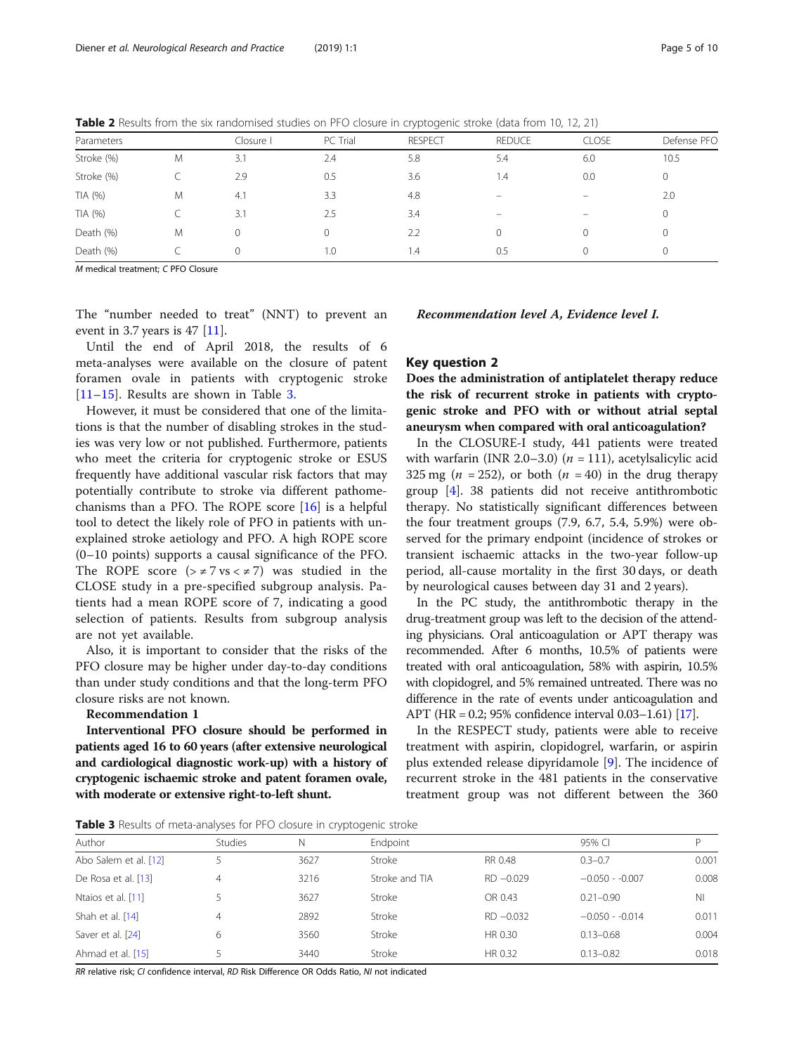**Table 2** Results from the six randomised studies on PFO closure in cryptogenic stroke (data from 10, 12, 21)

| Parameters | | Closure I | PC Trial | RESPECT | REDUCE | CLOSE | Defense PFO |
|---|---|---|---|---|---|---|---|
| Stroke (%) | M | 3.1 | 2.4 | 5.8 | 5.4 | 6.0 | 10.5 |
| Stroke (%) | C | 2.9 | 0.5 | 3.6 | 1.4 | 0.0 | 0 |
| TIA (%) | M | 4.1 | 3.3 | 4.8 | – | – | 2.0 |
| TIA (%) | C | 3.1 | 2.5 | 3.4 | – | – | 0 |
| Death (%) | M | 0 | 0 | 2.2 | 0 | 0 | 0 |
| Death (%) | C | 0 | 1.0 | 1.4 | 0.5 | 0 | 0 |

*M* medical treatment; *C* PFO Closure

The "number needed to treat" (NNT) to prevent an event in 3.7 years is 47 [11].

Until the end of April 2018, the results of 6 meta-analyses were available on the closure of patent foramen ovale in patients with cryptogenic stroke [11–15]. Results are shown in Table 3.

However, it must be considered that one of the limitations is that the number of disabling strokes in the studies was very low or not published. Furthermore, patients who meet the criteria for cryptogenic stroke or ESUS frequently have additional vascular risk factors that may potentially contribute to stroke via different pathomechanisms than a PFO. The ROPE score [16] is a helpful tool to detect the likely role of PFO in patients with unexplained stroke aetiology and PFO. A high ROPE score (0–10 points) supports a causal significance of the PFO. The ROPE score (> ≠ 7 vs < ≠ 7) was studied in the CLOSE study in a pre-specified subgroup analysis. Patients had a mean ROPE score of 7, indicating a good selection of patients. Results from subgroup analysis are not yet available.

Also, it is important to consider that the risks of the PFO closure may be higher under day-to-day conditions than under study conditions and that the long-term PFO closure risks are not known.

**Recommendation 1**

**Interventional PFO closure should be performed in patients aged 16 to 60 years (after extensive neurological and cardiological diagnostic work-up) with a history of cryptogenic ischaemic stroke and patent foramen ovale, with moderate or extensive right-to-left shunt.**

***Recommendation level A, Evidence level I.***

## Key question 2

**Does the administration of antiplatelet therapy reduce the risk of recurrent stroke in patients with cryptogenic stroke and PFO with or without atrial septal aneurysm when compared with oral anticoagulation?**

In the CLOSURE-I study, 441 patients were treated with warfarin (INR 2.0–3.0) ($n$ = 111), acetylsalicylic acid 325 mg ($n$ = 252), or both ($n$ = 40) in the drug therapy group [4]. 38 patients did not receive antithrombotic therapy. No statistically significant differences between the four treatment groups (7.9, 6.7, 5.4, 5.9%) were observed for the primary endpoint (incidence of strokes or transient ischaemic attacks in the two-year follow-up period, all-cause mortality in the first 30 days, or death by neurological causes between day 31 and 2 years).

In the PC study, the antithrombotic therapy in the drug-treatment group was left to the decision of the attending physicians. Oral anticoagulation or APT therapy was recommended. After 6 months, 10.5% of patients were treated with oral anticoagulation, 58% with aspirin, 10.5% with clopidogrel, and 5% remained untreated. There was no difference in the rate of events under anticoagulation and APT (HR = 0.2; 95% confidence interval 0.03–1.61) [17].

In the RESPECT study, patients were able to receive treatment with aspirin, clopidogrel, warfarin, or aspirin plus extended release dipyridamole [9]. The incidence of recurrent stroke in the 481 patients in the conservative treatment group was not different between the 360

**Table 3** Results of meta-analyses for PFO closure in cryptogenic stroke

| Author | Studies | N | Endpoint | | 95% CI | P |
|---|---|---|---|---|---|---|
| Abo Salem et al. [12] | 5 | 3627 | Stroke | RR 0.48 | 0.3–0.7 | 0.001 |
| De Rosa et al. [13] | 4 | 3216 | Stroke and TIA | RD −0.029 | −0.050 - -0.007 | 0.008 |
| Ntaios et al. [11] | 5 | 3627 | Stroke | OR 0.43 | 0.21–0.90 | NI |
| Shah et al. [14] | 4 | 2892 | Stroke | RD −0.032 | −0.050 - -0.014 | 0.011 |
| Saver et al. [24] | 6 | 3560 | Stroke | HR 0.30 | 0.13–0.68 | 0.004 |
| Ahmad et al. [15] | 5 | 3440 | Stroke | HR 0.32 | 0.13–0.82 | 0.018 |

*RR* relative risk; *CI* confidence interval, *RD* Risk Difference *OR* Odds Ratio, *NI* not indicated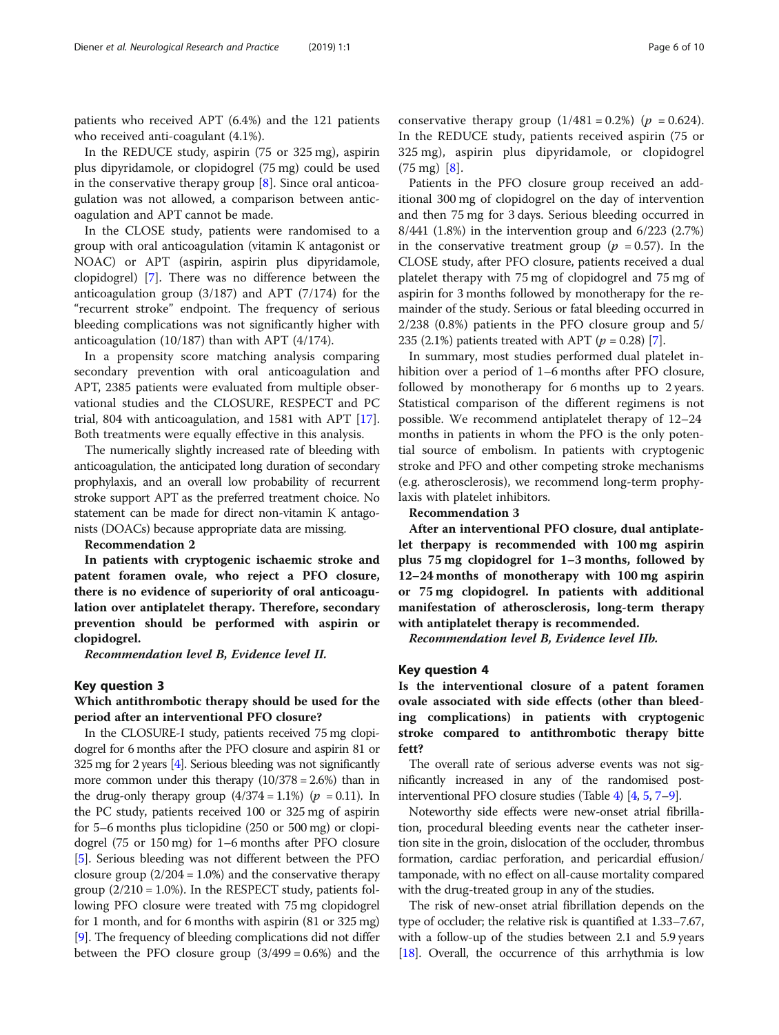patients who received APT (6.4%) and the 121 patients who received anti-coagulant (4.1%).

In the REDUCE study, aspirin (75 or 325 mg), aspirin plus dipyridamole, or clopidogrel (75 mg) could be used in the conservative therapy group [8]. Since oral anticoagulation was not allowed, a comparison between anticoagulation and APT cannot be made.

In the CLOSE study, patients were randomised to a group with oral anticoagulation (vitamin K antagonist or NOAC) or APT (aspirin, aspirin plus dipyridamole, clopidogrel) [7]. There was no difference between the anticoagulation group (3/187) and APT (7/174) for the "recurrent stroke" endpoint. The frequency of serious bleeding complications was not significantly higher with anticoagulation (10/187) than with APT (4/174).

In a propensity score matching analysis comparing secondary prevention with oral anticoagulation and APT, 2385 patients were evaluated from multiple observational studies and the CLOSURE, RESPECT and PC trial, 804 with anticoagulation, and 1581 with APT [17]. Both treatments were equally effective in this analysis.

The numerically slightly increased rate of bleeding with anticoagulation, the anticipated long duration of secondary prophylaxis, and an overall low probability of recurrent stroke support APT as the preferred treatment choice. No statement can be made for direct non-vitamin K antagonists (DOACs) because appropriate data are missing.

**Recommendation 2**

**In patients with cryptogenic ischaemic stroke and patent foramen ovale, who reject a PFO closure, there is no evidence of superiority of oral anticoagulation over antiplatelet therapy. Therefore, secondary prevention should be performed with aspirin or clopidogrel.**

***Recommendation level B, Evidence level II.***

## Key question 3

### Which antithrombotic therapy should be used for the period after an interventional PFO closure?

In the CLOSURE-I study, patients received 75 mg clopidogrel for 6 months after the PFO closure and aspirin 81 or 325 mg for 2 years [4]. Serious bleeding was not significantly more common under this therapy (10/378 = 2.6%) than in the drug-only therapy group (4/374 = 1.1%) ($p$ = 0.11). In the PC study, patients received 100 or 325 mg of aspirin for 5–6 months plus ticlopidine (250 or 500 mg) or clopidogrel (75 or 150 mg) for 1–6 months after PFO closure [5]. Serious bleeding was not different between the PFO closure group (2/204 = 1.0%) and the conservative therapy group (2/210 = 1.0%). In the RESPECT study, patients following PFO closure were treated with 75 mg clopidogrel for 1 month, and for 6 months with aspirin (81 or 325 mg) [9]. The frequency of bleeding complications did not differ between the PFO closure group (3/499 = 0.6%) and the conservative therapy group (1/481 = 0.2%) ($p$ = 0.624). In the REDUCE study, patients received aspirin (75 or 325 mg), aspirin plus dipyridamole, or clopidogrel (75 mg) [8].

Patients in the PFO closure group received an additional 300 mg of clopidogrel on the day of intervention and then 75 mg for 3 days. Serious bleeding occurred in 8/441 (1.8%) in the intervention group and 6/223 (2.7%) in the conservative treatment group ($p$ = 0.57). In the CLOSE study, after PFO closure, patients received a dual platelet therapy with 75 mg of clopidogrel and 75 mg of aspirin for 3 months followed by monotherapy for the remainder of the study. Serious or fatal bleeding occurred in 2/238 (0.8%) patients in the PFO closure group and 5/235 (2.1%) patients treated with APT ($p$ = 0.28) [7].

In summary, most studies performed dual platelet inhibition over a period of 1–6 months after PFO closure, followed by monotherapy for 6 months up to 2 years. Statistical comparison of the different regimens is not possible. We recommend antiplatelet therapy of 12–24 months in patients in whom the PFO is the only potential source of embolism. In patients with cryptogenic stroke and PFO and other competing stroke mechanisms (e.g. atherosclerosis), we recommend long-term prophylaxis with platelet inhibitors.

**Recommendation 3**

**After an interventional PFO closure, dual antiplatelet therpapy is recommended with 100 mg aspirin plus 75 mg clopidogrel for 1–3 months, followed by 12–24 months of monotherapy with 100 mg aspirin or 75 mg clopidogrel. In patients with additional manifestation of atherosclerosis, long-term therapy with antiplatelet therapy is recommended.**

***Recommendation level B, Evidence level IIb.***

## Key question 4

### Is the interventional closure of a patent foramen ovale associated with side effects (other than bleeding complications) in patients with cryptogenic stroke compared to antithrombotic therapy bitte fett?

The overall rate of serious adverse events was not significantly increased in any of the randomised post-interventional PFO closure studies (Table 4) [4, 5, 7–9].

Noteworthy side effects were new-onset atrial fibrillation, procedural bleeding events near the catheter insertion site in the groin, dislocation of the occluder, thrombus formation, cardiac perforation, and pericardial effusion/tamponade, with no effect on all-cause mortality compared with the drug-treated group in any of the studies.

The risk of new-onset atrial fibrillation depends on the type of occluder; the relative risk is quantified at 1.33–7.67, with a follow-up of the studies between 2.1 and 5.9 years [18]. Overall, the occurrence of this arrhythmia is low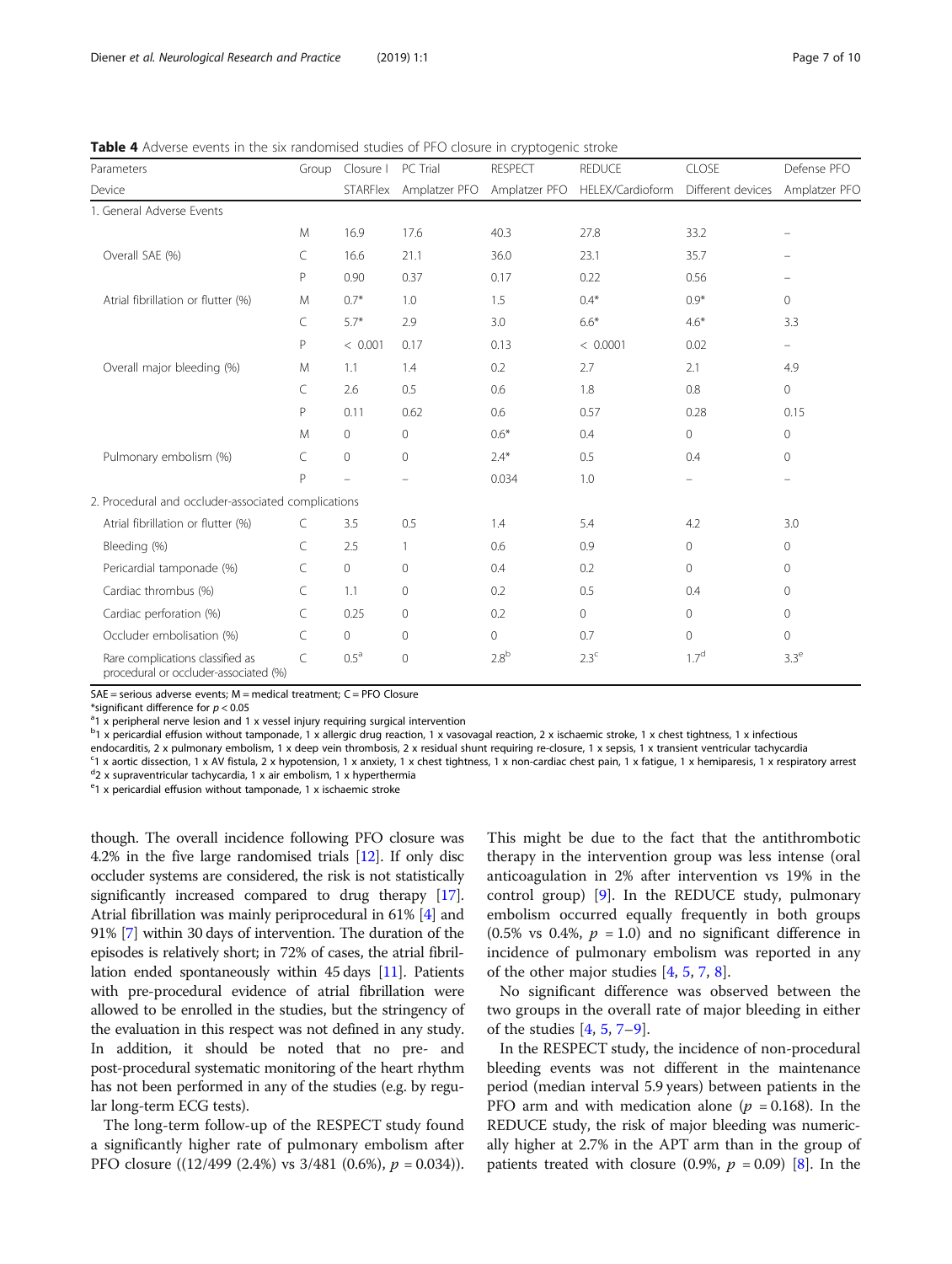**Table 4** Adverse events in the six randomised studies of PFO closure in cryptogenic stroke

| Parameters | Group | Closure I | PC Trial | RESPECT | REDUCE | CLOSE | Defense PFO |
|---|---|---|---|---|---|---|---|
| Device | | STARFlex | Amplatzer PFO | Amplatzer PFO | HELEX/Cardioform | Different devices | Amplatzer PFO |
| 1. General Adverse Events | | | | | | | |
| | M | 16.9 | 17.6 | 40.3 | 27.8 | 33.2 | – |
| Overall SAE (%) | C | 16.6 | 21.1 | 36.0 | 23.1 | 35.7 | – |
| | P | 0.90 | 0.37 | 0.17 | 0.22 | 0.56 | – |
| Atrial fibrillation or flutter (%) | M | 0.7* | 1.0 | 1.5 | 0.4* | 0.9* | 0 |
| | C | 5.7* | 2.9 | 3.0 | 6.6* | 4.6* | 3.3 |
| | P | < 0.001 | 0.17 | 0.13 | < 0.0001 | 0.02 | – |
| Overall major bleeding (%) | M | 1.1 | 1.4 | 0.2 | 2.7 | 2.1 | 4.9 |
| | C | 2.6 | 0.5 | 0.6 | 1.8 | 0.8 | 0 |
| | P | 0.11 | 0.62 | 0.6 | 0.57 | 0.28 | 0.15 |
| | M | 0 | 0 | 0.6* | 0.4 | 0 | 0 |
| Pulmonary embolism (%) | C | 0 | 0 | 2.4* | 0.5 | 0.4 | 0 |
| | P | – | – | 0.034 | 1.0 | – | – |
| 2. Procedural and occluder-associated complications | | | | | | | |
| Atrial fibrillation or flutter (%) | C | 3.5 | 0.5 | 1.4 | 5.4 | 4.2 | 3.0 |
| Bleeding (%) | C | 2.5 | 1 | 0.6 | 0.9 | 0 | 0 |
| Pericardial tamponade (%) | C | 0 | 0 | 0.4 | 0.2 | 0 | 0 |
| Cardiac thrombus (%) | C | 1.1 | 0 | 0.2 | 0.5 | 0.4 | 0 |
| Cardiac perforation (%) | C | 0.25 | 0 | 0.2 | 0 | 0 | 0 |
| Occluder embolisation (%) | C | 0 | 0 | 0 | 0.7 | 0 | 0 |
| Rare complications classified as procedural or occluder-associated (%) | C | 0.5[a] | 0 | 2.8[b] | 2.3[c] | 1.7[d] | 3.3[e] |

SAE = serious adverse events; M = medical treatment; C = PFO Closure

*significant difference for $p < 0.05$

[a] 1 x peripheral nerve lesion and 1 x vessel injury requiring surgical intervention

[b] 1 x pericardial effusion without tamponade, 1 x allergic drug reaction, 1 x vasovagal reaction, 2 x ischaemic stroke, 1 x chest tightness, 1 x infectious endocarditis, 2 x pulmonary embolism, 1 x deep vein thrombosis, 2 x residual shunt requiring re-closure, 1 x sepsis, 1 x transient ventricular tachycardia

[c] 1 x aortic dissection, 1 x AV fistula, 2 x hypotension, 1 x anxiety, 1 x chest tightness, 1 x non-cardiac chest pain, 1 x fatigue, 1 x hemiparesis, 1 x respiratory arrest

[d] 2 x supraventricular tachycardia, 1 x air embolism, 1 x hyperthermia

[e] 1 x pericardial effusion without tamponade, 1 x ischaemic stroke

though. The overall incidence following PFO closure was 4.2% in the five large randomised trials [12]. If only disc occluder systems are considered, the risk is not statistically significantly increased compared to drug therapy [17]. Atrial fibrillation was mainly periprocedural in 61% [4] and 91% [7] within 30 days of intervention. The duration of the episodes is relatively short; in 72% of cases, the atrial fibrillation ended spontaneously within 45 days [11]. Patients with pre-procedural evidence of atrial fibrillation were allowed to be enrolled in the studies, but the stringency of the evaluation in this respect was not defined in any study. In addition, it should be noted that no pre- and post-procedural systematic monitoring of the heart rhythm has not been performed in any of the studies (e.g. by regular long-term ECG tests).

The long-term follow-up of the RESPECT study found a significantly higher rate of pulmonary embolism after PFO closure ((12/499 (2.4%) vs 3/481 (0.6%), $p = 0.034$)). This might be due to the fact that the antithrombotic therapy in the intervention group was less intense (oral anticoagulation in 2% after intervention vs 19% in the control group) [9]. In the REDUCE study, pulmonary embolism occurred equally frequently in both groups (0.5% vs 0.4%, $p = 1.0$) and no significant difference in incidence of pulmonary embolism was reported in any of the other major studies [4, 5, 7, 8].

No significant difference was observed between the two groups in the overall rate of major bleeding in either of the studies [4, 5, 7–9].

In the RESPECT study, the incidence of non-procedural bleeding events was not different in the maintenance period (median interval 5.9 years) between patients in the PFO arm and with medication alone ($p = 0.168$). In the REDUCE study, the risk of major bleeding was numerically higher at 2.7% in the APT arm than in the group of patients treated with closure (0.9%, $p = 0.09$) [8]. In the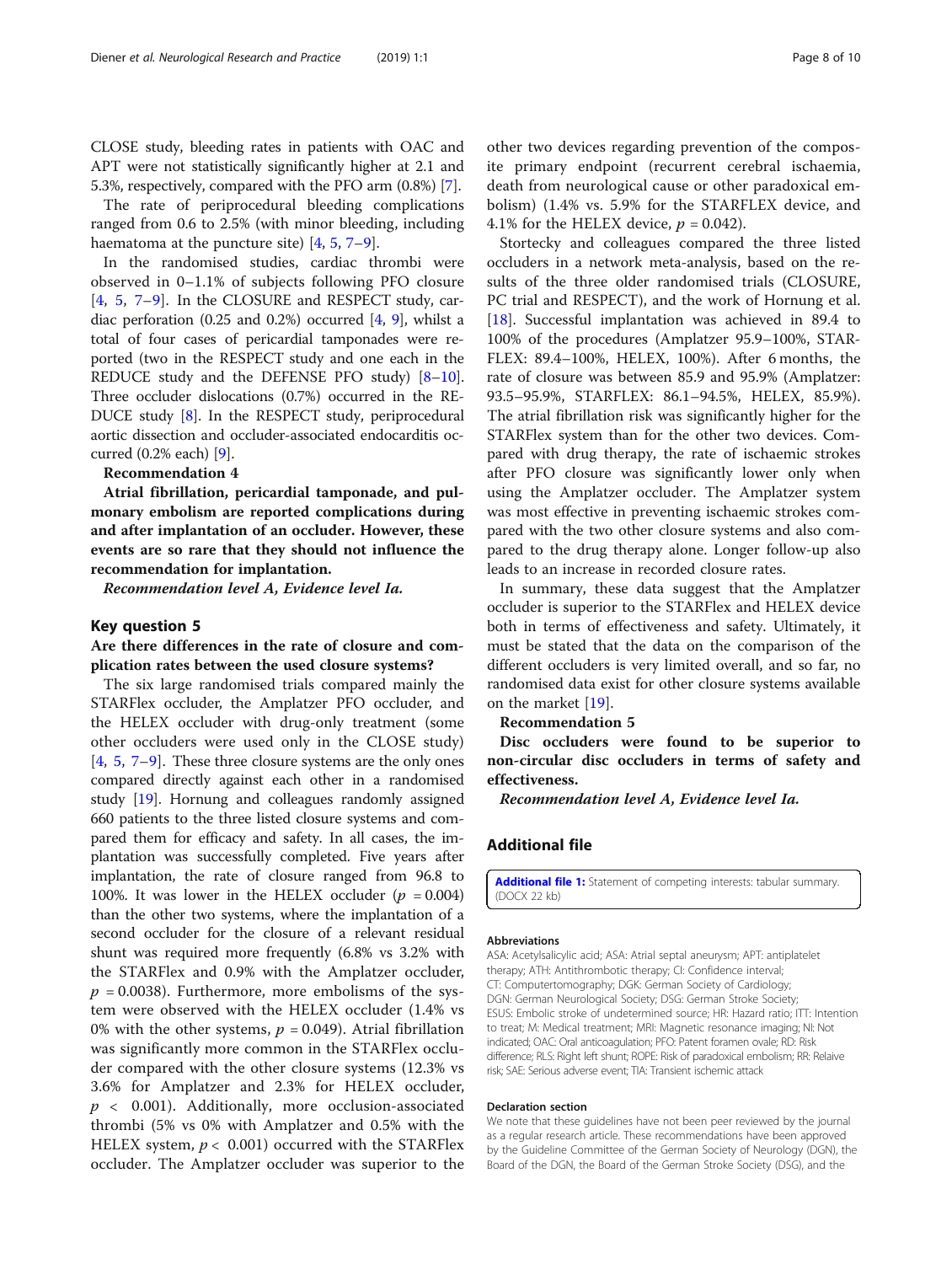CLOSE study, bleeding rates in patients with OAC and APT were not statistically significantly higher at 2.1 and 5.3%, respectively, compared with the PFO arm (0.8%) [7].

The rate of periprocedural bleeding complications ranged from 0.6 to 2.5% (with minor bleeding, including haematoma at the puncture site) [4, 5, 7–9].

In the randomised studies, cardiac thrombi were observed in 0–1.1% of subjects following PFO closure [4, 5, 7–9]. In the CLOSURE and RESPECT study, cardiac perforation (0.25 and 0.2%) occurred [4, 9], whilst a total of four cases of pericardial tamponades were reported (two in the RESPECT study and one each in the REDUCE study and the DEFENSE PFO study) [8–10]. Three occluder dislocations (0.7%) occurred in the REDUCE study [8]. In the RESPECT study, periprocedural aortic dissection and occluder-associated endocarditis occurred (0.2% each) [9].

**Recommendation 4**

**Atrial fibrillation, pericardial tamponade, and pulmonary embolism are reported complications during and after implantation of an occluder. However, these events are so rare that they should not influence the recommendation for implantation.**

***Recommendation level A, Evidence level Ia.***

## Key question 5

### Are there differences in the rate of closure and complication rates between the used closure systems?

The six large randomised trials compared mainly the STARFlex occluder, the Amplatzer PFO occluder, and the HELEX occluder with drug-only treatment (some other occluders were used only in the CLOSE study) [4, 5, 7–9]. These three closure systems are the only ones compared directly against each other in a randomised study [19]. Hornung and colleagues randomly assigned 660 patients to the three listed closure systems and compared them for efficacy and safety. In all cases, the implantation was successfully completed. Five years after implantation, the rate of closure ranged from 96.8 to 100%. It was lower in the HELEX occluder ($p$ = 0.004) than the other two systems, where the implantation of a second occluder for the closure of a relevant residual shunt was required more frequently (6.8% vs 3.2% with the STARFlex and 0.9% with the Amplatzer occluder, $p$ = 0.0038). Furthermore, more embolisms of the system were observed with the HELEX occluder (1.4% vs 0% with the other systems, $p$ = 0.049). Atrial fibrillation was significantly more common in the STARFlex occluder compared with the other closure systems (12.3% vs 3.6% for Amplatzer and 2.3% for HELEX occluder, $p < 0.001$). Additionally, more occlusion-associated thrombi (5% vs 0% with Amplatzer and 0.5% with the HELEX system, $p < 0.001$) occurred with the STARFlex occluder. The Amplatzer occluder was superior to the other two devices regarding prevention of the composite primary endpoint (recurrent cerebral ischaemia, death from neurological cause or other paradoxical embolism) (1.4% vs. 5.9% for the STARFLEX device, and 4.1% for the HELEX device, $p$ = 0.042).

Stortecky and colleagues compared the three listed occluders in a network meta-analysis, based on the results of the three older randomised trials (CLOSURE, PC trial and RESPECT), and the work of Hornung et al. [18]. Successful implantation was achieved in 89.4 to 100% of the procedures (Amplatzer 95.9–100%, STARFLEX: 89.4–100%, HELEX, 100%). After 6 months, the rate of closure was between 85.9 and 95.9% (Amplatzer: 93.5–95.9%, STARFLEX: 86.1–94.5%, HELEX, 85.9%). The atrial fibrillation risk was significantly higher for the STARFlex system than for the other two devices. Compared with drug therapy, the rate of ischaemic strokes after PFO closure was significantly lower only when using the Amplatzer occluder. The Amplatzer system was most effective in preventing ischaemic strokes compared with the two other closure systems and also compared to the drug therapy alone. Longer follow-up also leads to an increase in recorded closure rates.

In summary, these data suggest that the Amplatzer occluder is superior to the STARFlex and HELEX device both in terms of effectiveness and safety. Ultimately, it must be stated that the data on the comparison of the different occluders is very limited overall, and so far, no randomised data exist for other closure systems available on the market [19].

**Recommendation 5**

**Disc occluders were found to be superior to non-circular disc occluders in terms of safety and effectiveness.**

***Recommendation level A, Evidence level Ia.***

## Additional file

**Additional file 1:** Statement of competing interests: tabular summary. (DOCX 22 kb)

#### Abbreviations

ASA: Acetylsalicylic acid; ASA: Atrial septal aneurysm; APT: antiplatelet therapy; ATH: Antithrombotic therapy; CI: Confidence interval; CT: Computertomography; DGK: German Society of Cardiology; DGN: German Neurological Society; DSG: German Stroke Society; ESUS: Embolic stroke of undetermined source; HR: Hazard ratio; ITT: Intention to treat; M: Medical treatment; MRI: Magnetic resonance imaging; NI: Not indicated; OAC: Oral anticoagulation; PFO: Patent foramen ovale; RD: Risk difference; RLS: Right left shunt; ROPE: Risk of paradoxical embolism; RR: Relaive risk; SAE: Serious adverse event; TIA: Transient ischemic attack

#### Declaration section

We note that these guidelines have not been peer reviewed by the journal as a regular research article. These recommendations have been approved by the Guideline Committee of the German Society of Neurology (DGN), the Board of the DGN, the Board of the German Stroke Society (DSG), and the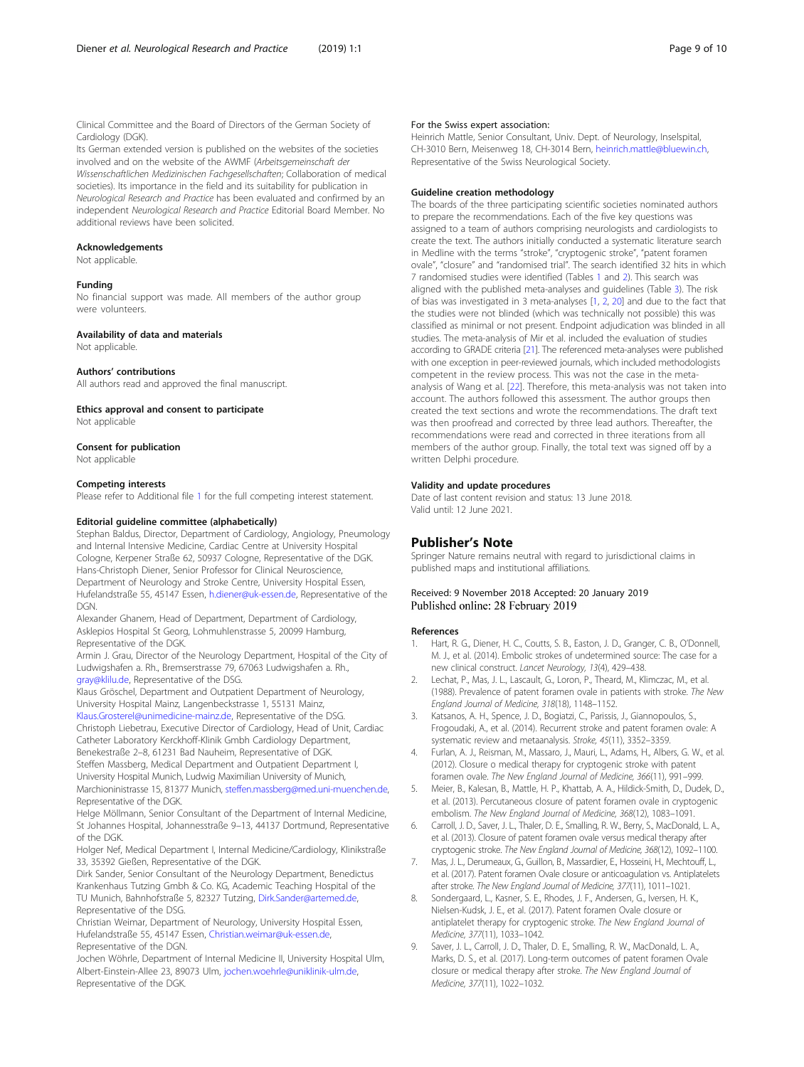Clinical Committee and the Board of Directors of the German Society of Cardiology (DGK).

Its German extended version is published on the websites of the societies involved and on the website of the AWMF (*Arbeitsgemeinschaft der Wissenschaftlichen Medizinischen Fachgesellschaften*; Collaboration of medical societies). Its importance in the field and its suitability for publication in *Neurological Research and Practice* has been evaluated and confirmed by an independent *Neurological Research and Practice* Editorial Board Member. No additional reviews have been solicited.

### Acknowledgements

Not applicable.

### Funding

No financial support was made. All members of the author group were volunteers.

### Availability of data and materials

Not applicable.

### Authors' contributions

All authors read and approved the final manuscript.

### Ethics approval and consent to participate

Not applicable

### Consent for publication

Not applicable

### Competing interests

Please refer to Additional file 1 for the full competing interest statement.

### Editorial guideline committee (alphabetically)

Stephan Baldus, Director, Department of Cardiology, Angiology, Pneumology and Internal Intensive Medicine, Cardiac Centre at University Hospital Cologne, Kerpener Straße 62, 50937 Cologne, Representative of the DGK.
Hans-Christoph Diener, Senior Professor for Clinical Neuroscience, Department of Neurology and Stroke Centre, University Hospital Essen, Hufelandstraße 55, 45147 Essen, h.diener@uk-essen.de, Representative of the DGN.
Alexander Ghanem, Head of Department, Department of Cardiology, Asklepios Hospital St Georg, Lohmuhlenstrasse 5, 20099 Hamburg, Representative of the DGK.
Armin J. Grau, Director of the Neurology Department, Hospital of the City of Ludwigshafen a. Rh., Bremserstrasse 79, 67063 Ludwigshafen a. Rh., gray@klilu.de, Representative of the DSG.
Klaus Gröschel, Department and Outpatient Department of Neurology, University Hospital Mainz, Langenbeckstrasse 1, 55131 Mainz, Klaus.Grosterel@unimedicine-mainz.de, Representative of the DSG.
Christoph Liebetrau, Executive Director of Cardiology, Head of Unit, Cardiac Catheter Laboratory Kerckhoff-Klinik Gmbh Cardiology Department, Benekestraße 2–8, 61231 Bad Nauheim, Representative of DGK.
Steffen Massberg, Medical Department and Outpatient Department I, University Hospital Munich, Ludwig Maximilian University of Munich, Marchioninistrasse 15, 81377 Munich, steffen.massberg@med.uni-muenchen.de, Representative of the DGK.
Helge Möllmann, Senior Consultant of the Department of Internal Medicine, St Johannes Hospital, Johannesstraße 9–13, 44137 Dortmund, Representative of the DGK.
Holger Nef, Medical Department I, Internal Medicine/Cardiology, Klinikstraße 33, 35392 Gießen, Representative of the DGK.
Dirk Sander, Senior Consultant of the Neurology Department, Benedictus Krankenhaus Tutzing Gmbh & Co. KG, Academic Teaching Hospital of the TU Munich, Bahnhofstraße 5, 82327 Tutzing, Dirk.Sander@artemed.de, Representative of the DSG.
Christian Weimar, Department of Neurology, University Hospital Essen, Hufelandstraße 55, 45147 Essen, Christian.weimar@uk-essen.de, Representative of the DGN.
Jochen Wöhrle, Department of Internal Medicine II, University Hospital Ulm, Albert-Einstein-Allee 23, 89073 Ulm, jochen.woehrle@uniklinik-ulm.de, Representative of the DGK.

For the Swiss expert association:
Heinrich Mattle, Senior Consultant, Univ. Dept. of Neurology, Inselspital, CH-3010 Bern, Meisenweg 18, CH-3014 Bern, heinrich.mattle@bluewin.ch, Representative of the Swiss Neurological Society.

### Guideline creation methodology

The boards of the three participating scientific societies nominated authors to prepare the recommendations. Each of the five key questions was assigned to a team of authors comprising neurologists and cardiologists to create the text. The authors initially conducted a systematic literature search in Medline with the terms "stroke", "cryptogenic stroke", "patent foramen ovale", "closure" and "randomised trial". The search identified 32 hits in which 7 randomised studies were identified (Tables 1 and 2). This search was aligned with the published meta-analyses and guidelines (Table 3). The risk of bias was investigated in 3 meta-analyses [1, 2, 20] and due to the fact that the studies were not blinded (which was technically not possible) this was classified as minimal or not present. Endpoint adjudication was blinded in all studies. The meta-analysis of Mir et al. included the evaluation of studies according to GRADE criteria [21]. The referenced meta-analyses were published with one exception in peer-reviewed journals, which included methodologists competent in the review process. This was not the case in the meta-analysis of Wang et al. [22]. Therefore, this meta-analysis was not taken into account. The authors followed this assessment. The author groups then created the text sections and wrote the recommendations. The draft text was then proofread and corrected by three lead authors. Thereafter, the recommendations were read and corrected in three iterations from all members of the author group. Finally, the total text was signed off by a written Delphi procedure.

### Validity and update procedures

Date of last content revision and status: 13 June 2018.
Valid until: 12 June 2021.

## Publisher's Note

Springer Nature remains neutral with regard to jurisdictional claims in published maps and institutional affiliations.

Received: 9 November 2018 Accepted: 20 January 2019
Published online: 28 February 2019

### References

1. Hart, R. G., Diener, H. C., Coutts, S. B., Easton, J. D., Granger, C. B., O'Donnell, M. J., et al. (2014). Embolic strokes of undetermined source: The case for a new clinical construct. *Lancet Neurology, 13*(4), 429–438.
2. Lechat, P., Mas, J. L., Lascault, G., Loron, P., Theard, M., Klimczac, M., et al. (1988). Prevalence of patent foramen ovale in patients with stroke. *The New England Journal of Medicine, 318*(18), 1148–1152.
3. Katsanos, A. H., Spence, J. D., Bogiatzi, C., Parissis, J., Giannopoulos, S., Frogoudaki, A., et al. (2014). Recurrent stroke and patent foramen ovale: A systematic review and metaanalysis. *Stroke, 45*(11), 3352–3359.
4. Furlan, A. J., Reisman, M., Massaro, J., Mauri, L., Adams, H., Albers, G. W., et al. (2012). Closure o medical therapy for cryptogenic stroke with patent foramen ovale. *The New England Journal of Medicine, 366*(11), 991–999.
5. Meier, B., Kalesan, B., Mattle, H. P., Khattab, A. A., Hildick-Smith, D., Dudek, D., et al. (2013). Percutaneous closure of patent foramen ovale in cryptogenic embolism. *The New England Journal of Medicine, 368*(12), 1083–1091.
6. Carroll, J. D., Saver, J. L., Thaler, D. E., Smalling, R. W., Berry, S., MacDonald, L. A., et al. (2013). Closure of patent foramen ovale versus medical therapy after cryptogenic stroke. *The New England Journal of Medicine, 368*(12), 1092–1100.
7. Mas, J. L., Derumeaux, G., Guillon, B., Massardier, E., Hosseini, H., Mechtouff, L., et al. (2017). Patent foramen Ovale closure or anticoagulation vs. Antiplatelets after stroke. *The New England Journal of Medicine, 377*(11), 1011–1021.
8. Sondergaard, L., Kasner, S. E., Rhodes, J. F., Andersen, G., Iversen, H. K., Nielsen-Kudsk, J. E., et al. (2017). Patent foramen Ovale closure or antiplatelet therapy for cryptogenic stroke. *The New England Journal of Medicine, 377*(11), 1033–1042.
9. Saver, J. L., Carroll, J. D., Thaler, D. E., Smalling, R. W., MacDonald, L. A., Marks, D. S., et al. (2017). Long-term outcomes of patent foramen Ovale closure or medical therapy after stroke. *The New England Journal of Medicine, 377*(11), 1022–1032.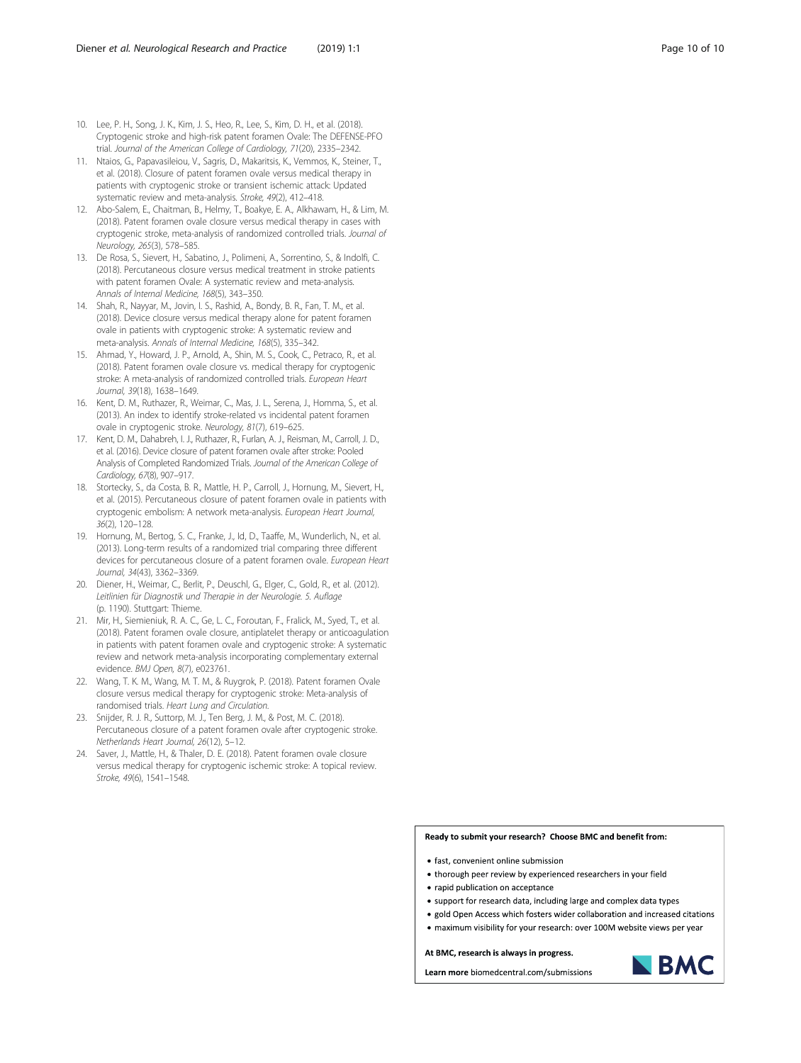10. Lee, P. H., Song, J. K., Kim, J. S., Heo, R., Lee, S., Kim, D. H., et al. (2018). Cryptogenic stroke and high-risk patent foramen Ovale: The DEFENSE-PFO trial. *Journal of the American College of Cardiology, 71*(20), 2335–2342.
11. Ntaios, G., Papavasileiou, V., Sagris, D., Makaritsis, K., Vemmos, K., Steiner, T., et al. (2018). Closure of patent foramen ovale versus medical therapy in patients with cryptogenic stroke or transient ischemic attack: Updated systematic review and meta-analysis. *Stroke, 49*(2), 412–418.
12. Abo-Salem, E., Chaitman, B., Helmy, T., Boakye, E. A., Alkhawam, H., & Lim, M. (2018). Patent foramen ovale closure versus medical therapy in cases with cryptogenic stroke, meta-analysis of randomized controlled trials. *Journal of Neurology, 265*(3), 578–585.
13. De Rosa, S., Sievert, H., Sabatino, J., Polimeni, A., Sorrentino, S., & Indolfi, C. (2018). Percutaneous closure versus medical treatment in stroke patients with patent foramen Ovale: A systematic review and meta-analysis. *Annals of Internal Medicine, 168*(5), 343–350.
14. Shah, R., Nayyar, M., Jovin, I. S., Rashid, A., Bondy, B. R., Fan, T. M., et al. (2018). Device closure versus medical therapy alone for patent foramen ovale in patients with cryptogenic stroke: A systematic review and meta-analysis. *Annals of Internal Medicine, 168*(5), 335–342.
15. Ahmad, Y., Howard, J. P., Arnold, A., Shin, M. S., Cook, C., Petraco, R., et al. (2018). Patent foramen ovale closure vs. medical therapy for cryptogenic stroke: A meta-analysis of randomized controlled trials. *European Heart Journal, 39*(18), 1638–1649.
16. Kent, D. M., Ruthazer, R., Weimar, C., Mas, J. L., Serena, J., Homma, S., et al. (2013). An index to identify stroke-related vs incidental patent foramen ovale in cryptogenic stroke. *Neurology, 81*(7), 619–625.
17. Kent, D. M., Dahabreh, I. J., Ruthazer, R., Furlan, A. J., Reisman, M., Carroll, J. D., et al. (2016). Device closure of patent foramen ovale after stroke: Pooled Analysis of Completed Randomized Trials. *Journal of the American College of Cardiology, 67*(8), 907–917.
18. Stortecky, S., da Costa, B. R., Mattle, H. P., Carroll, J., Hornung, M., Sievert, H., et al. (2015). Percutaneous closure of patent foramen ovale in patients with cryptogenic embolism: A network meta-analysis. *European Heart Journal, 36*(2), 120–128.
19. Hornung, M., Bertog, S. C., Franke, J., Id, D., Taaffe, M., Wunderlich, N., et al. (2013). Long-term results of a randomized trial comparing three different devices for percutaneous closure of a patent foramen ovale. *European Heart Journal, 34*(43), 3362–3369.
20. Diener, H., Weimar, C., Berlit, P., Deuschl, G., Elger, C., Gold, R., et al. (2012). *Leitlinien für Diagnostik und Therapie in der Neurologie. 5. Auflage* (p. 1190). Stuttgart: Thieme.
21. Mir, H., Siemieniuk, R. A. C., Ge, L. C., Foroutan, F., Fralick, M., Syed, T., et al. (2018). Patent foramen ovale closure, antiplatelet therapy or anticoagulation in patients with patent foramen ovale and cryptogenic stroke: A systematic review and network meta-analysis incorporating complementary external evidence. *BMJ Open, 8*(7), e023761.
22. Wang, T. K. M., Wang, M. T. M., & Ruygrok, P. (2018). Patent foramen Ovale closure versus medical therapy for cryptogenic stroke: Meta-analysis of randomised trials. *Heart Lung and Circulation*.
23. Snijder, R. J. R., Suttorp, M. J., Ten Berg, J. M., & Post, M. C. (2018). Percutaneous closure of a patent foramen ovale after cryptogenic stroke. *Netherlands Heart Journal, 26*(12), 5–12.
24. Saver, J., Mattle, H., & Thaler, D. E. (2018). Patent foramen ovale closure versus medical therapy for cryptogenic ischemic stroke: A topical review. *Stroke, 49*(6), 1541–1548.

**Ready to submit your research? Choose BMC and benefit from:**

- fast, convenient online submission
- thorough peer review by experienced researchers in your field
- rapid publication on acceptance
- support for research data, including large and complex data types
- gold Open Access which fosters wider collaboration and increased citations
- maximum visibility for your research: over 100M website views per year

**At BMC, research is always in progress.**

**Learn more** biomedcentral.com/submissions

BMC